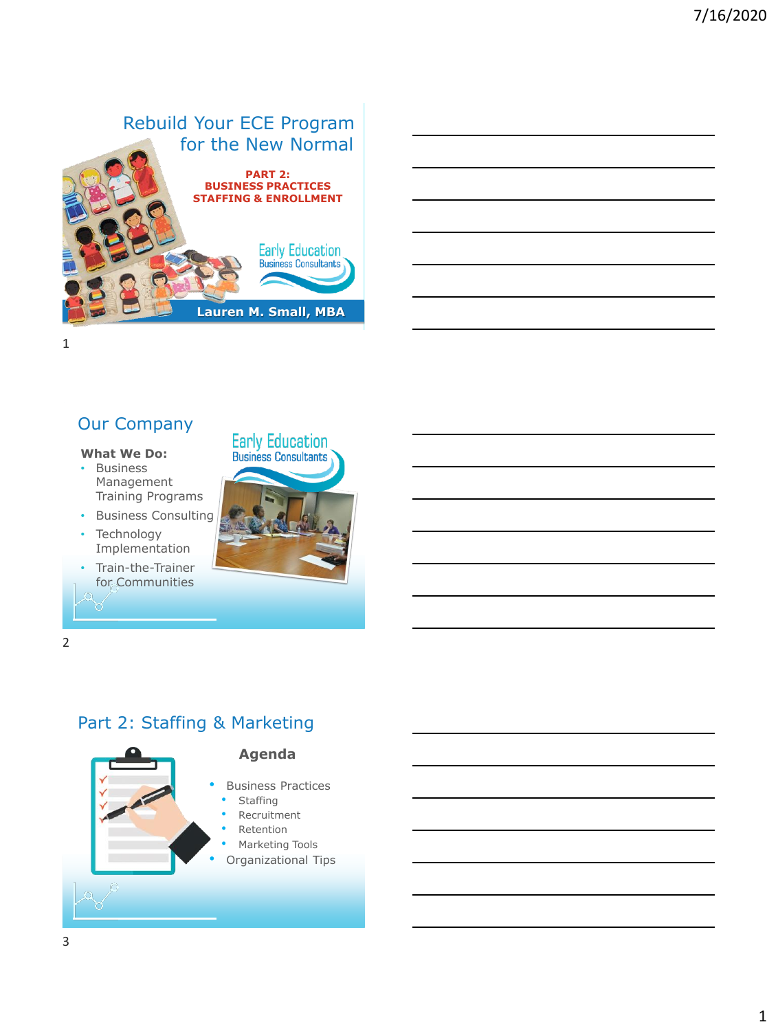# Rebuild Your ECE Program for the New Normal

**PART 2:**
**BUSINESS PRACTICES**
**STAFFING & ENROLLMENT**

Early Education
Business Consultants

**Lauren M. Small, MBA**

## Our Company

**What We Do:**

- Business Management Training Programs
- Business Consulting
- Technology Implementation
- Train-the-Trainer for Communities

Early Education
Business Consultants

## Part 2: Staffing & Marketing

**Agenda**

- Business Practices
  - Staffing
  - Recruitment
  - Retention
  - Marketing Tools
- Organizational Tips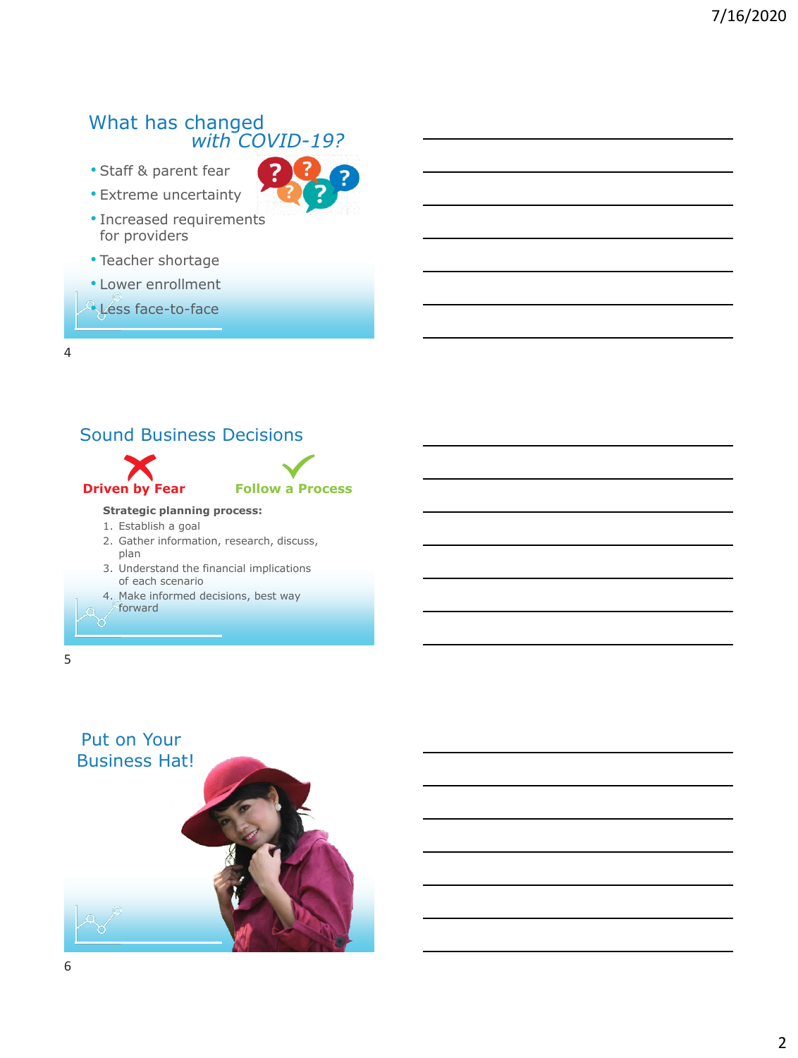## What has changed *with COVID-19?*

- Staff & parent fear
- Extreme uncertainty
- Increased requirements for providers
- Teacher shortage
- Lower enrollment
- Less face-to-face

## Sound Business Decisions

**Driven by Fear** | **Follow a Process**

**Strategic planning process:**

1. Establish a goal
2. Gather information, research, discuss, plan
3. Understand the financial implications of each scenario
4. Make informed decisions, best way forward

## Put on Your Business Hat!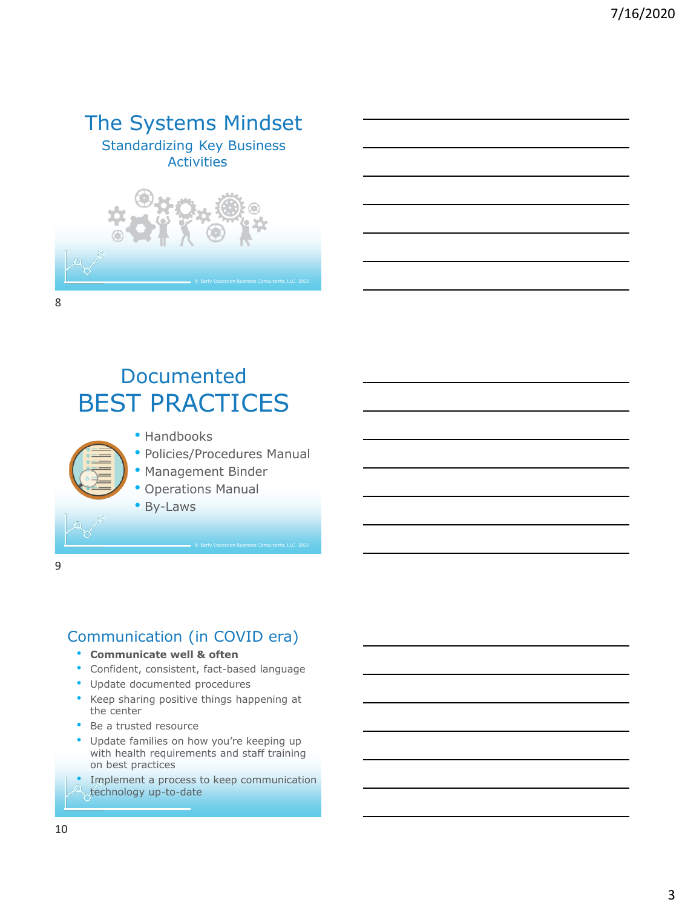# The Systems Mindset

## Standardizing Key Business Activities

© Early Education Business Consultants, LLC 2020

# Documented BEST PRACTICES

- Handbooks
- Policies/Procedures Manual
- Management Binder
- Operations Manual
- By-Laws

© Early Education Business Consultants, LLC 2020

# Communication (in COVID era)

- **Communicate well & often**
- Confident, consistent, fact-based language
- Update documented procedures
- Keep sharing positive things happening at the center
- Be a trusted resource
- Update families on how you're keeping up with health requirements and staff training on best practices
- Implement a process to keep communication technology up-to-date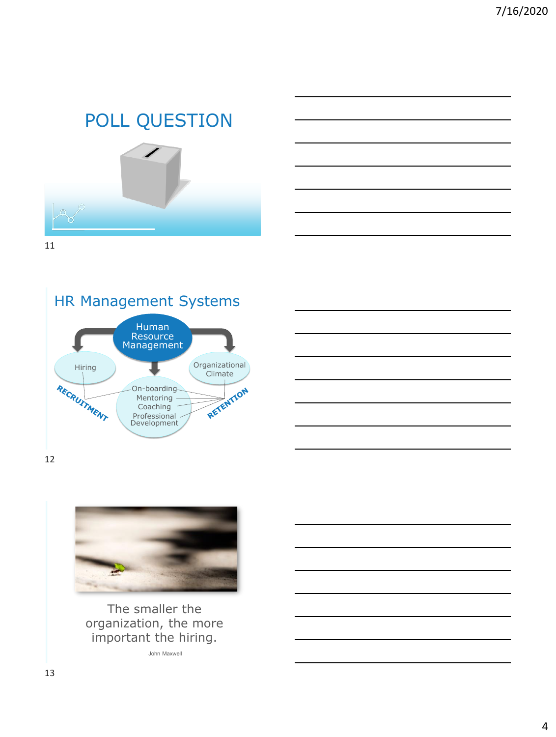# POLL QUESTION

## HR Management Systems

Human Resource Management

Hiring

Organizational Climate

On-boarding
Mentoring
Coaching
Professional Development

RECRUITMENT

RETENTION

The smaller the organization, the more important the hiring.

John Maxwell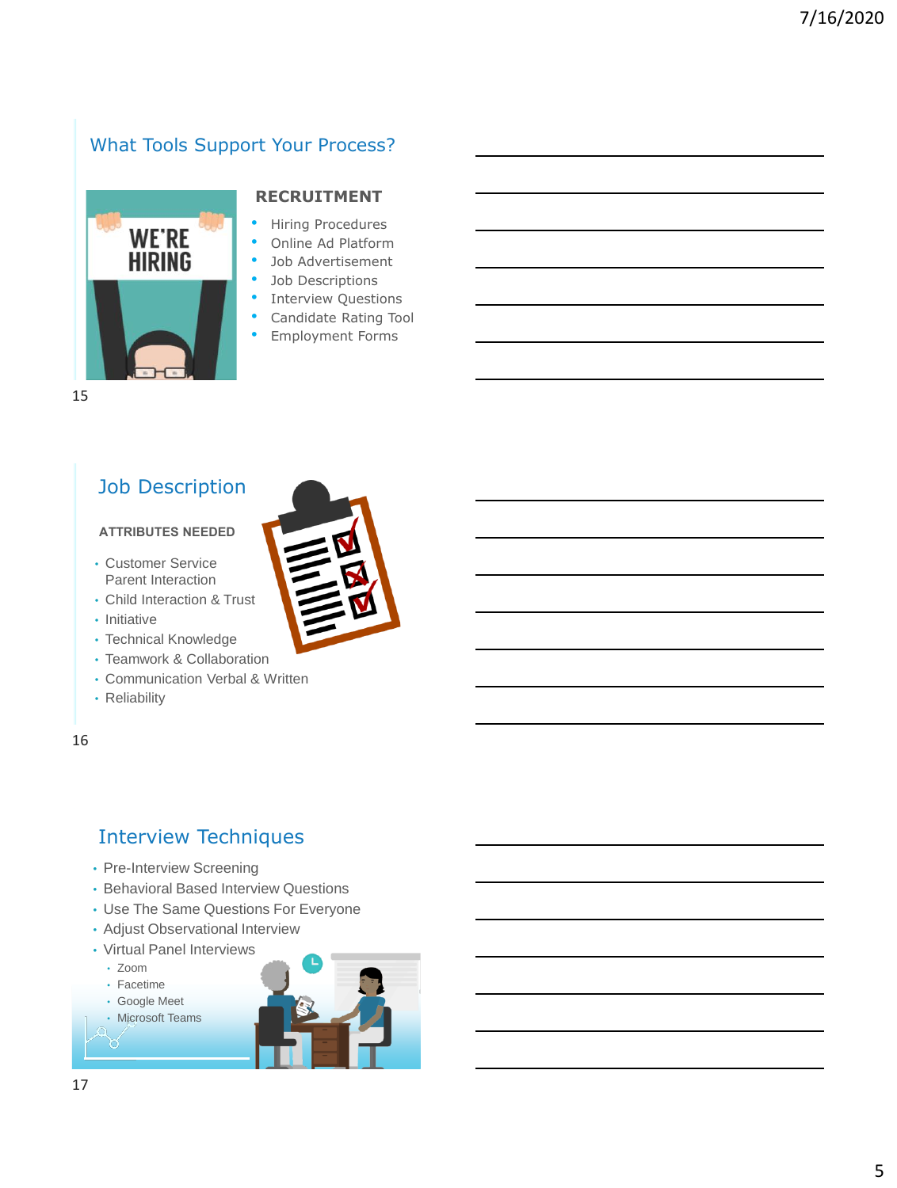## What Tools Support Your Process?

### RECRUITMENT

- Hiring Procedures
- Online Ad Platform
- Job Advertisement
- Job Descriptions
- Interview Questions
- Candidate Rating Tool
- Employment Forms

## Job Description

### ATTRIBUTES NEEDED

- Customer Service Parent Interaction
- Child Interaction & Trust
- Initiative
- Technical Knowledge
- Teamwork & Collaboration
- Communication Verbal & Written
- Reliability

## Interview Techniques

- Pre-Interview Screening
- Behavioral Based Interview Questions
- Use The Same Questions For Everyone
- Adjust Observational Interview
- Virtual Panel Interviews
  - Zoom
  - Facetime
  - Google Meet
  - Microsoft Teams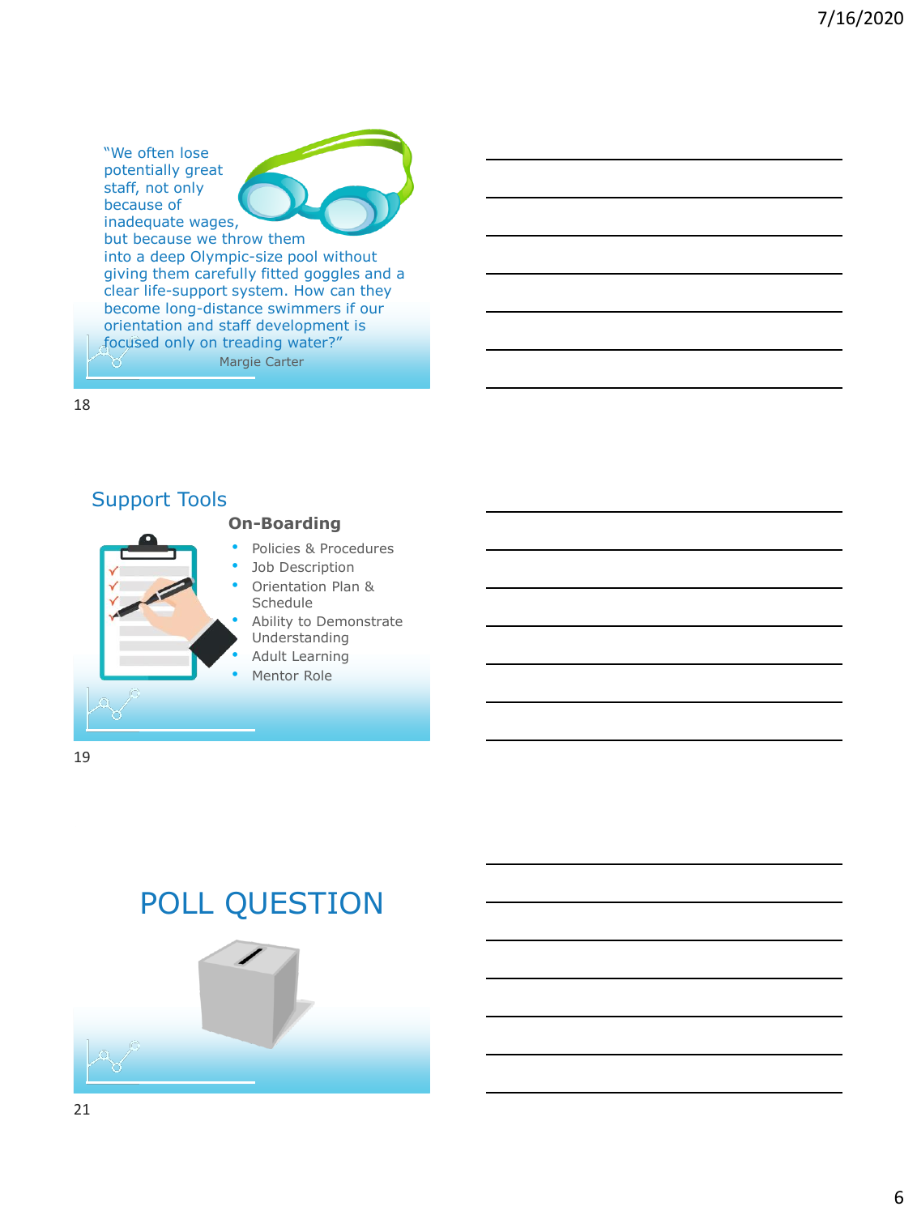"We often lose potentially great staff, not only because of inadequate wages, but because we throw them into a deep Olympic-size pool without giving them carefully fitted goggles and a clear life-support system. How can they become long-distance swimmers if our orientation and staff development is focused only on treading water?"

Margie Carter

18

## Support Tools

### On-Boarding

- Policies & Procedures
- Job Description
- Orientation Plan & Schedule
- Ability to Demonstrate Understanding
- Adult Learning
- Mentor Role

19

## POLL QUESTION

21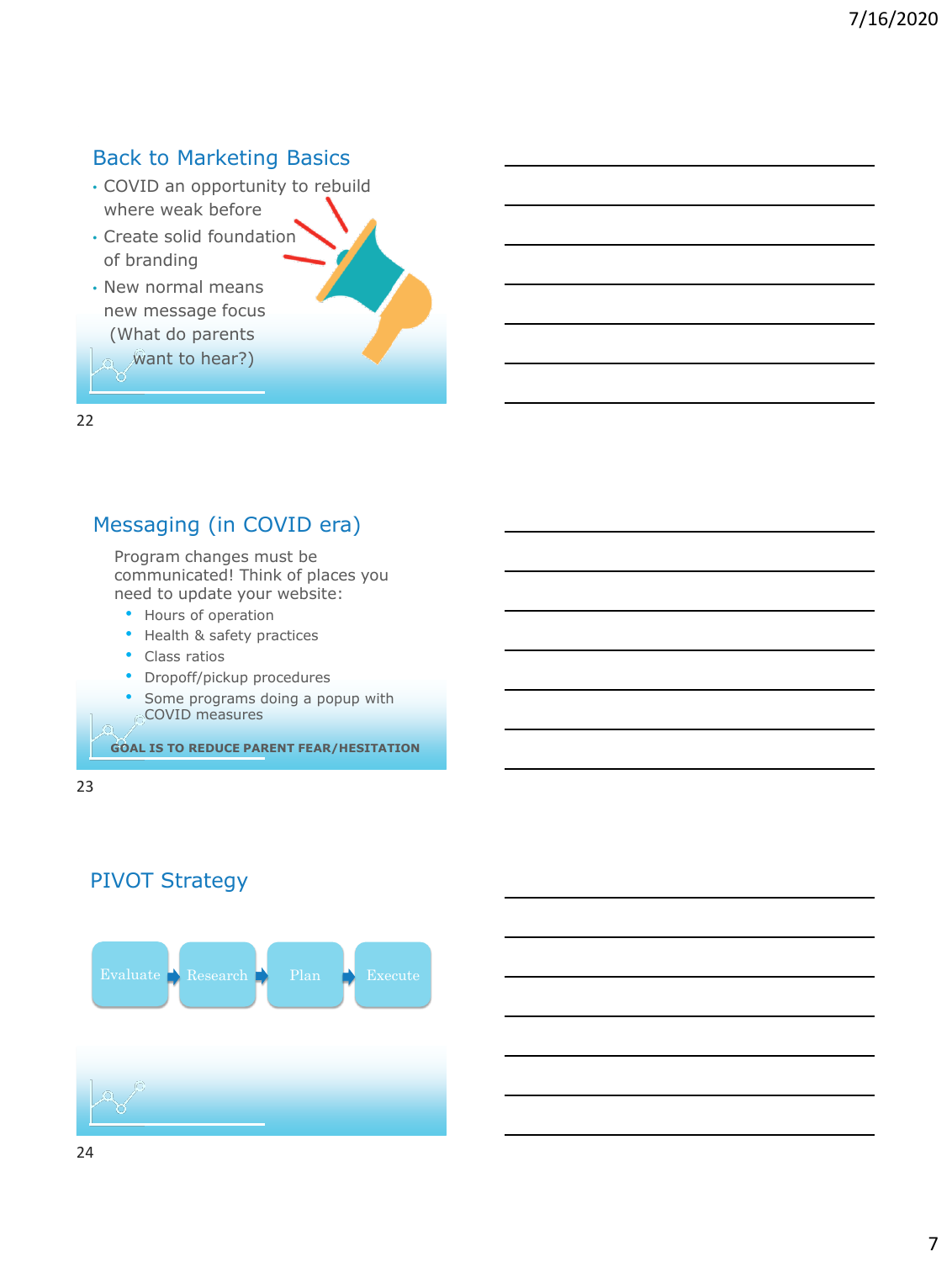## Back to Marketing Basics

- COVID an opportunity to rebuild where weak before
- Create solid foundation of branding
- New normal means new message focus (What do parents want to hear?)

## Messaging (in COVID era)

Program changes must be communicated! Think of places you need to update your website:

- Hours of operation
- Health & safety practices
- Class ratios
- Dropoff/pickup procedures
- Some programs doing a popup with COVID measures

**GOAL IS TO REDUCE PARENT FEAR/HESITATION**

## PIVOT Strategy

Evaluate → Research → Plan → Execute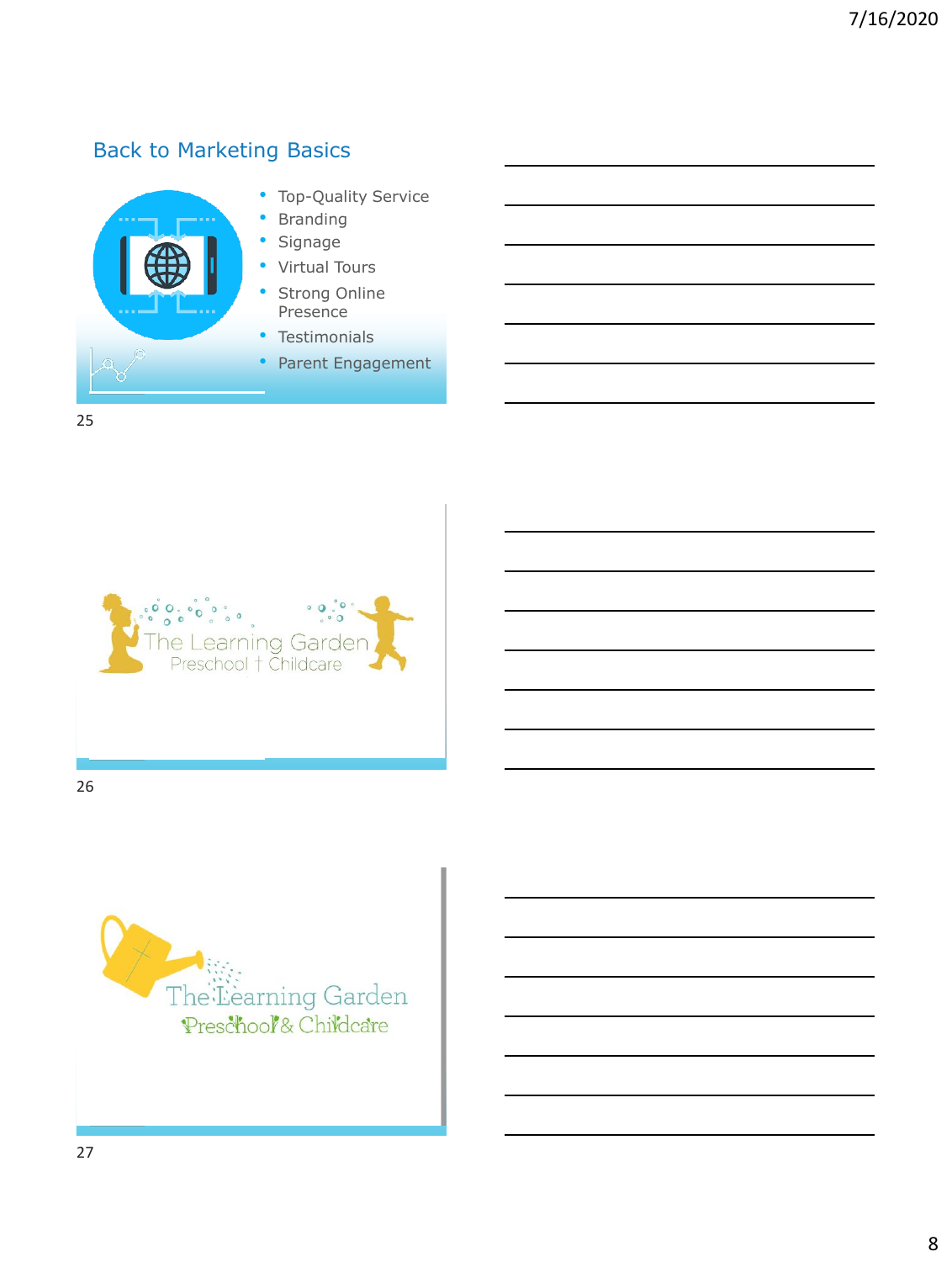## Back to Marketing Basics

- Top-Quality Service
- Branding
- Signage
- Virtual Tours
- Strong Online Presence
- Testimonials
- Parent Engagement

The Learning Garden
Preschool + Childcare

The Learning Garden
Preschool & Childcare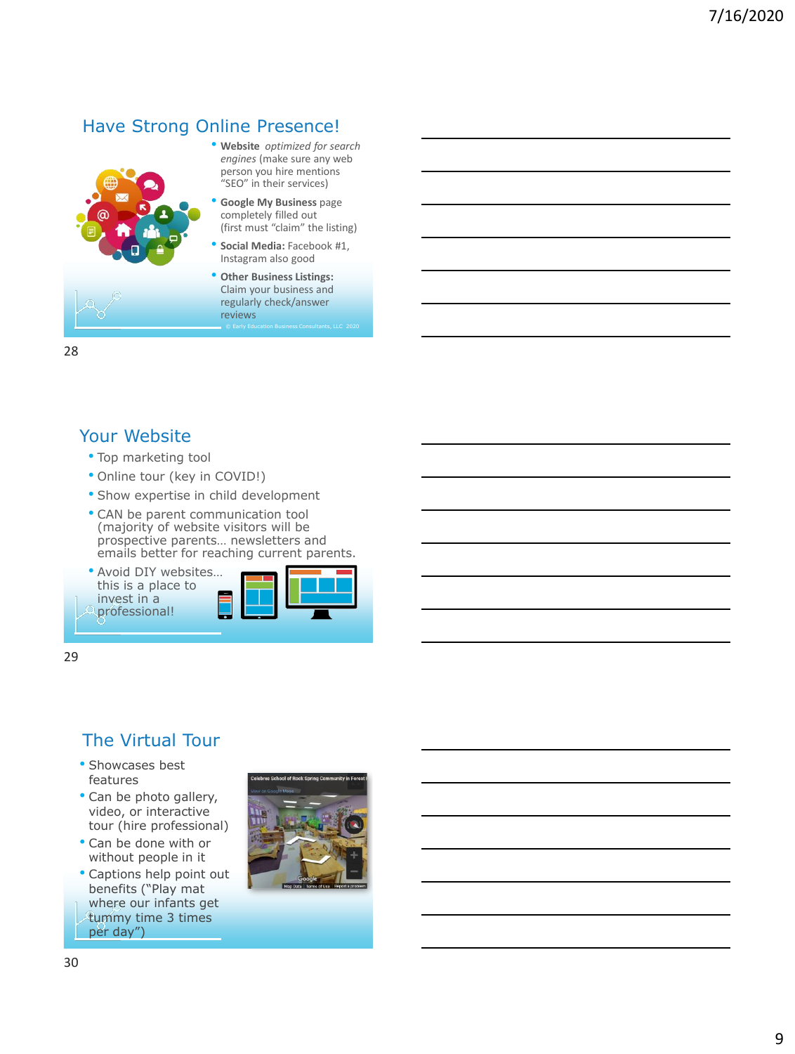## Have Strong Online Presence!

- **Website** *optimized for search engines* (make sure any web person you hire mentions "SEO" in their services)
- **Google My Business** page completely filled out (first must "claim" the listing)
- **Social Media:** Facebook #1, Instagram also good
- **Other Business Listings:** Claim your business and regularly check/answer reviews

© Early Education Business Consultants, LLC 2020

## Your Website

- Top marketing tool
- Online tour (key in COVID!)
- Show expertise in child development
- CAN be parent communication tool (majority of website visitors will be prospective parents… newsletters and emails better for reaching current parents.
- Avoid DIY websites… this is a place to invest in a professional!

## The Virtual Tour

- Showcases best features
- Can be photo gallery, video, or interactive tour (hire professional)
- Can be done with or without people in it
- Captions help point out benefits ("Play mat where our infants get tummy time 3 times per day")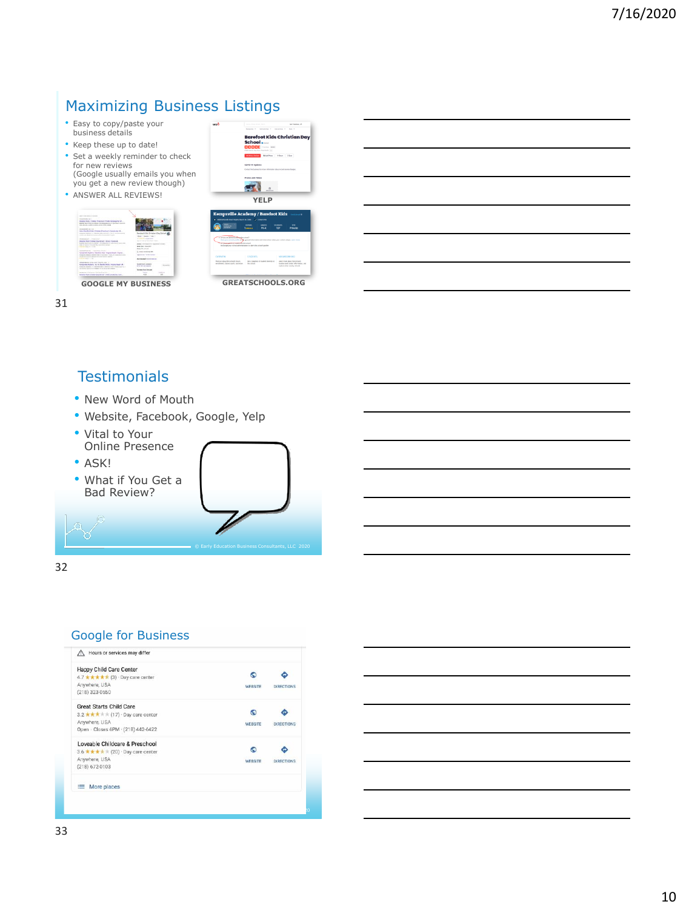## Maximizing Business Listings

- Easy to copy/paste your business details
- Keep these up to date!
- Set a weekly reminder to check for new reviews (Google usually emails you when you get a new review though)
- ANSWER ALL REVIEWS!

YELP

GOOGLE MY BUSINESS

GREATSCHOOLS.ORG

## Testimonials

- New Word of Mouth
- Website, Facebook, Google, Yelp
- Vital to Your Online Presence
- ASK!
- What if You Get a Bad Review?

© Early Education Business Consultants, LLC 2020

## Google for Business

Hours or services may differ

Happy Child Care Center
4.7 ★★★★★ (3) · Day care center
Anywhere, USA
(218) 323-0550
WEBSITE DIRECTIONS

Great Starts Child Care
3.2 ★★★★★ (17) · Day care center
Anywhere, USA
Open · Closes 6PM · (218) 442-6422
WEBSITE DIRECTIONS

Loveable Childcare & Preschool
3.6 ★★★★★ (20) · Day care center
Anywhere, USA
(218) 672-0103
WEBSITE DIRECTIONS

More places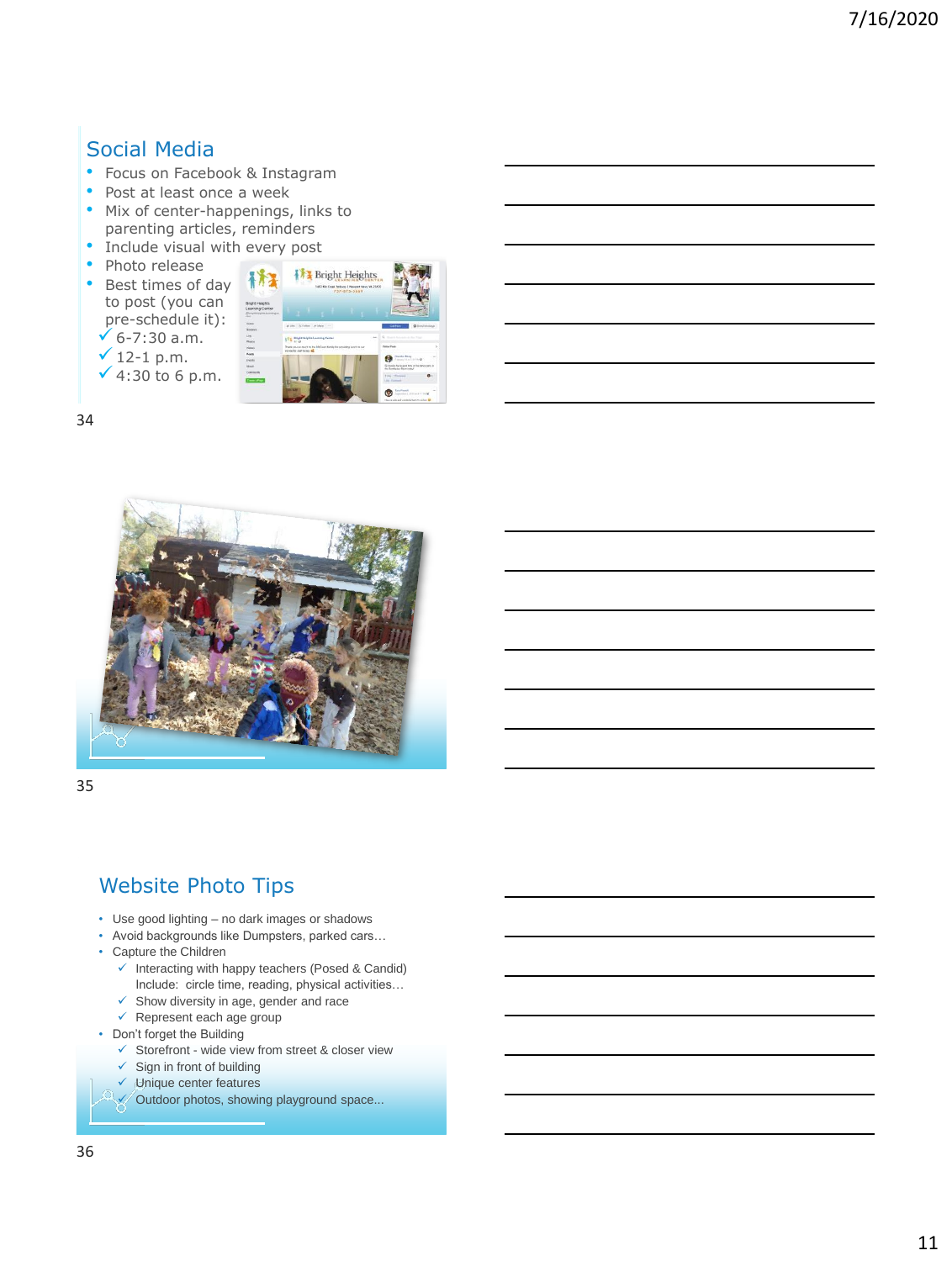## Social Media

- Focus on Facebook & Instagram
- Post at least once a week
- Mix of center-happenings, links to parenting articles, reminders
- Include visual with every post
- Photo release
- Best times of day to post (you can pre-schedule it):
  - ✓ 6-7:30 a.m.
  - ✓ 12-1 p.m.
  - ✓ 4:30 to 6 p.m.

## Website Photo Tips

- Use good lighting – no dark images or shadows
- Avoid backgrounds like Dumpsters, parked cars…
- Capture the Children
  - ✓ Interacting with happy teachers (Posed & Candid) Include: circle time, reading, physical activities…
  - ✓ Show diversity in age, gender and race
  - ✓ Represent each age group
- Don't forget the Building
  - ✓ Storefront - wide view from street & closer view
  - ✓ Sign in front of building
  - ✓ Unique center features
  - ✓ Outdoor photos, showing playground space...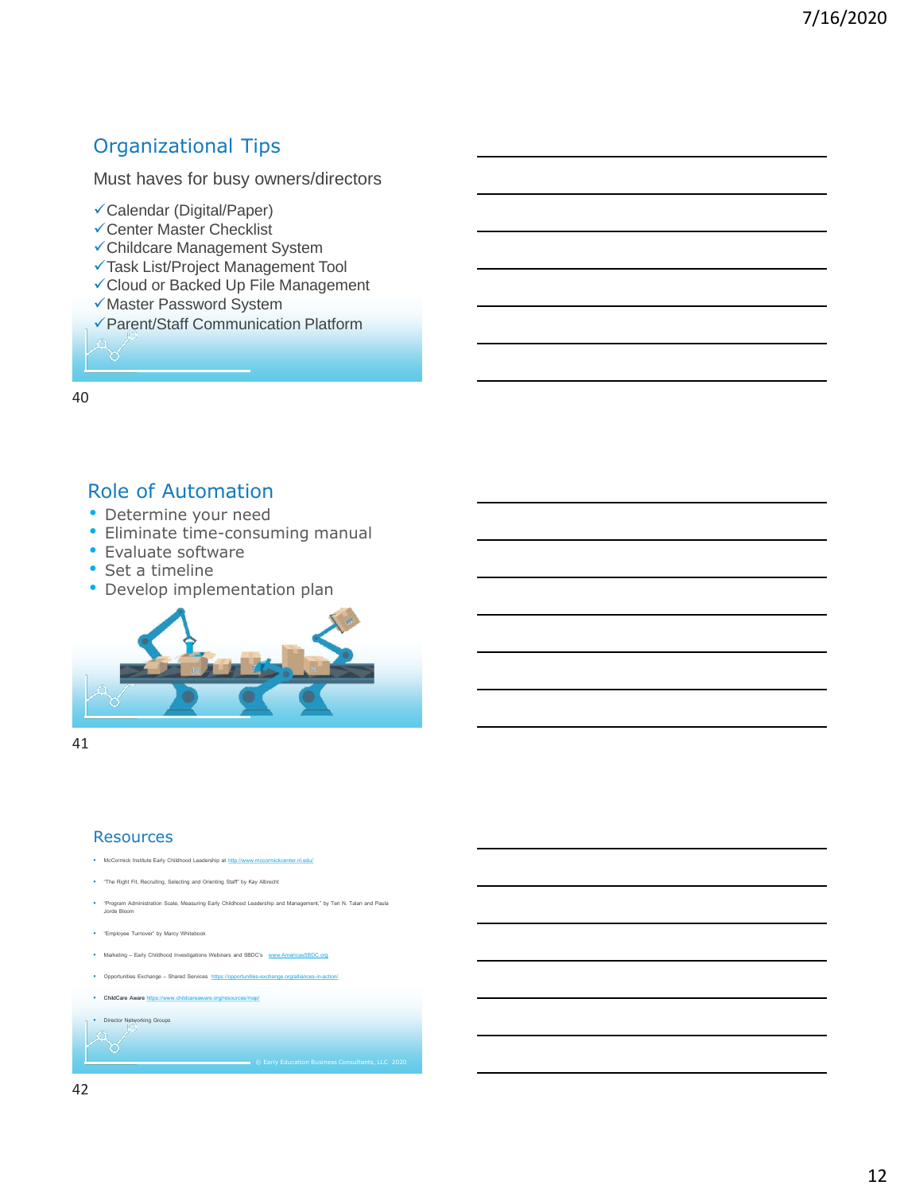## Organizational Tips

Must haves for busy owners/directors

- ✓Calendar (Digital/Paper)
- ✓Center Master Checklist
- ✓Childcare Management System
- ✓Task List/Project Management Tool
- ✓Cloud or Backed Up File Management
- ✓Master Password System
- ✓Parent/Staff Communication Platform

## Role of Automation

- Determine your need
- Eliminate time-consuming manual
- Evaluate software
- Set a timeline
- Develop implementation plan

## Resources

- McCormick Institute Early Childhood Leadership at http://www.mccormickcenter.nl.edu/
- "The Right Fit, Recruiting, Selecting and Orienting Staff" by Kay Albrecht
- "Program Administration Scale, Measuring Early Childhood Leadership and Management," by Teri N. Talan and Paula Jorde Bloom
- "Employee Turnover" by Marcy Whitebook
- Marketing – Early Childhood Investigations Webinars and SBDC's www.AmericasSBDC.org
- Opportunities Exchange – Shared Services https://opportunities-exchange.org/alliances-in-action/
- ChildCare Aware https://www.childcareaware.org/resources/map/
- Director Networking Groups

© Early Education Business Consultants, LLC 2020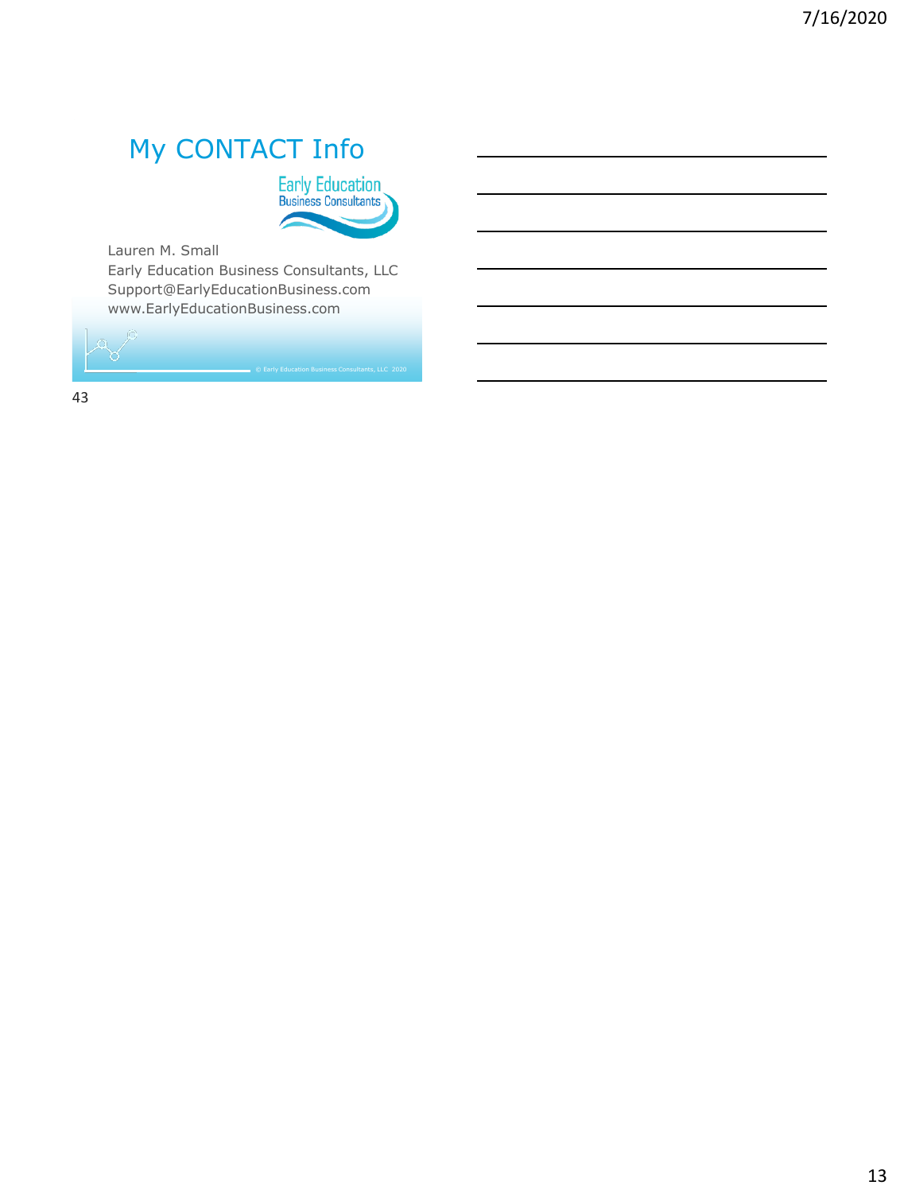# My CONTACT Info

Early Education Business Consultants

Lauren M. Small
Early Education Business Consultants, LLC
Support@EarlyEducationBusiness.com
www.EarlyEducationBusiness.com

© Early Education Business Consultants, LLC 2020